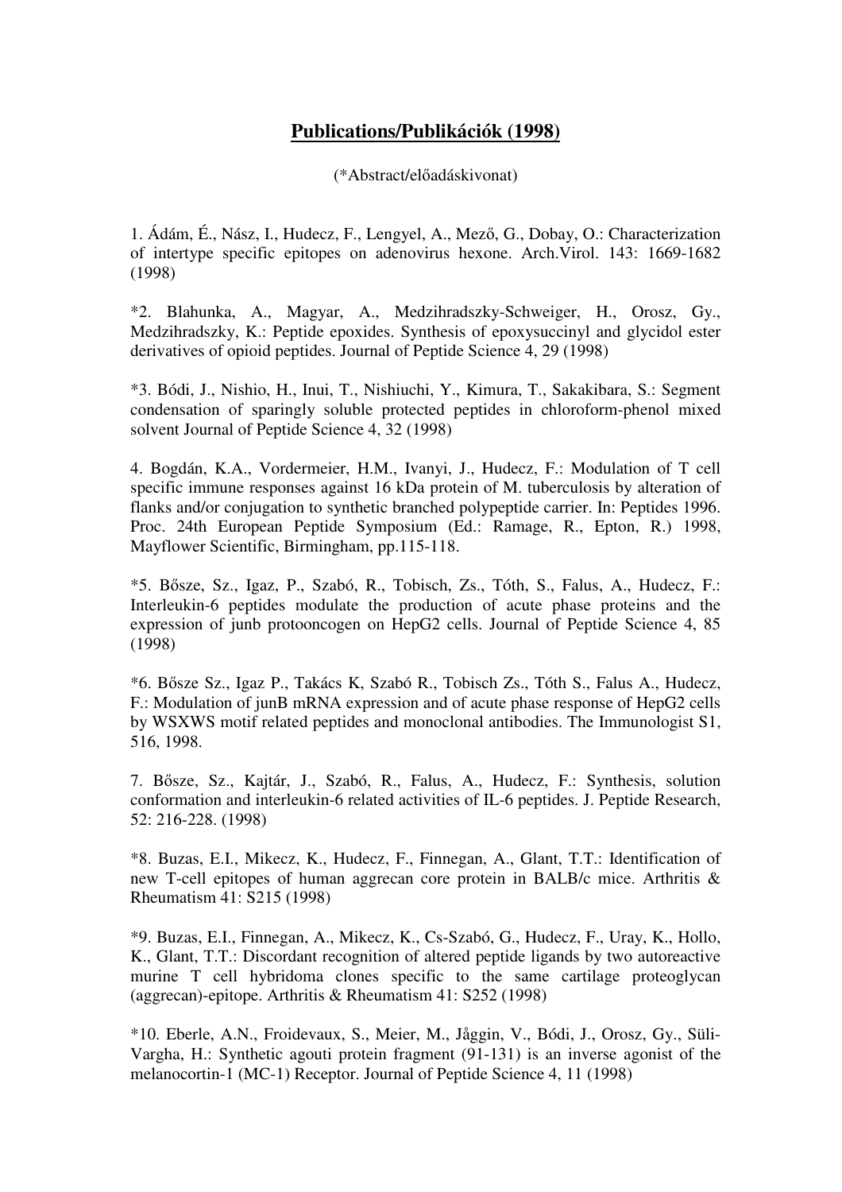# **Publications/Publikációk (1998)**

(*Abstract/előadáskivonat)

1. Ádám, É., Nász, I., Hudecz, F., Lengyel, A., Mező, G., Dobay, O.: Characterization of intertype specific epitopes on adenovirus hexone. Arch.Virol. 143: 1669-1682 (1998)

*2. Blahunka, A., Magyar, A., Medzihradszky-Schweiger, H., Orosz, Gy., Medzihradszky, K.: Peptide epoxides. Synthesis of epoxysuccinyl and glycidol ester derivatives of opioid peptides. Journal of Peptide Science 4, 29 (1998)

*3. Bódi, J., Nishio, H., Inui, T., Nishiuchi, Y., Kimura, T., Sakakibara, S.: Segment condensation of sparingly soluble protected peptides in chloroform-phenol mixed solvent Journal of Peptide Science 4, 32 (1998)

4. Bogdán, K.A., Vordermeier, H.M., Ivanyi, J., Hudecz, F.: Modulation of T cell specific immune responses against 16 kDa protein of M. tuberculosis by alteration of flanks and/or conjugation to synthetic branched polypeptide carrier. In: Peptides 1996. Proc. 24th European Peptide Symposium (Ed.: Ramage, R., Epton, R.) 1998, Mayflower Scientific, Birmingham, pp.115-118.

*5. Bősze, Sz., Igaz, P., Szabó, R., Tobisch, Zs., Tóth, S., Falus, A., Hudecz, F.: Interleukin-6 peptides modulate the production of acute phase proteins and the expression of junb protooncogen on HepG2 cells. Journal of Peptide Science 4, 85 (1998)

*6. Bősze Sz., Igaz P., Takács K, Szabó R., Tobisch Zs., Tóth S., Falus A., Hudecz, F.: Modulation of junB mRNA expression and of acute phase response of HepG2 cells by WSXWS motif related peptides and monoclonal antibodies. The Immunologist S1, 516, 1998.

7. Bősze, Sz., Kajtár, J., Szabó, R., Falus, A., Hudecz, F.: Synthesis, solution conformation and interleukin-6 related activities of IL-6 peptides. J. Peptide Research, 52: 216-228. (1998)

*8. Buzas, E.I., Mikecz, K., Hudecz, F., Finnegan, A., Glant, T.T.: Identification of new T-cell epitopes of human aggrecan core protein in BALB/c mice. Arthritis & Rheumatism 41: S215 (1998)

*9. Buzas, E.I., Finnegan, A., Mikecz, K., Cs-Szabó, G., Hudecz, F., Uray, K., Hollo, K., Glant, T.T.: Discordant recognition of altered peptide ligands by two autoreactive murine T cell hybridoma clones specific to the same cartilage proteoglycan (aggrecan)-epitope. Arthritis & Rheumatism 41: S252 (1998)

*10. Eberle, A.N., Froidevaux, S., Meier, M., Jåggin, V., Bódi, J., Orosz, Gy., Süli-Vargha, H.: Synthetic agouti protein fragment (91-131) is an inverse agonist of the melanocortin-1 (MC-1) Receptor. Journal of Peptide Science 4, 11 (1998)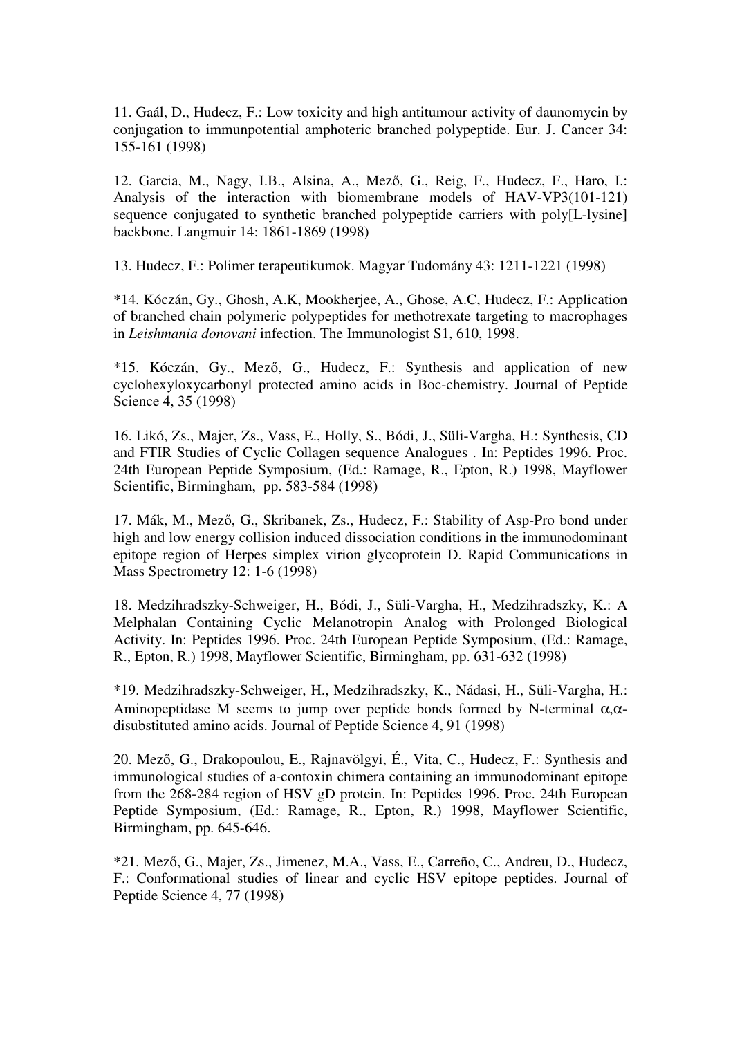11. Gaál, D., Hudecz, F.: Low toxicity and high antitumour activity of daunomycin by conjugation to immunpotential amphoteric branched polypeptide. Eur. J. Cancer 34: 155-161 (1998)

12. Garcia, M., Nagy, I.B., Alsina, A., Mező, G., Reig, F., Hudecz, F., Haro, I.: Analysis of the interaction with biomembrane models of HAV-VP3(101-121) sequence conjugated to synthetic branched polypeptide carriers with poly[L-lysine] backbone. Langmuir 14: 1861-1869 (1998)

13. Hudecz, F.: Polimer terapeutikumok. Magyar Tudomány 43: 1211-1221 (1998)

*14. Kóczán, Gy., Ghosh, A.K, Mookherjee, A., Ghose, A.C, Hudecz, F.: Application of branched chain polymeric polypeptides for methotrexate targeting to macrophages in *Leishmania donovani* infection. The Immunologist S1, 610, 1998.

*15. Kóczán, Gy., Mező, G., Hudecz, F.: Synthesis and application of new cyclohexyloxycarbonyl protected amino acids in Boc-chemistry. Journal of Peptide Science 4, 35 (1998)

16. Likó, Zs., Majer, Zs., Vass, E., Holly, S., Bódi, J., Süli-Vargha, H.: Synthesis, CD and FTIR Studies of Cyclic Collagen sequence Analogues . In: Peptides 1996. Proc. 24th European Peptide Symposium, (Ed.: Ramage, R., Epton, R.) 1998, Mayflower Scientific, Birmingham, pp. 583-584 (1998)

17. Mák, M., Mező, G., Skribanek, Zs., Hudecz, F.: Stability of Asp-Pro bond under high and low energy collision induced dissociation conditions in the immunodominant epitope region of Herpes simplex virion glycoprotein D. Rapid Communications in Mass Spectrometry 12: 1-6 (1998)

18. Medzihradszky-Schweiger, H., Bódi, J., Süli-Vargha, H., Medzihradszky, K.: A Melphalan Containing Cyclic Melanotropin Analog with Prolonged Biological Activity. In: Peptides 1996. Proc. 24th European Peptide Symposium, (Ed.: Ramage, R., Epton, R.) 1998, Mayflower Scientific, Birmingham, pp. 631-632 (1998)

*19. Medzihradszky-Schweiger, H., Medzihradszky, K., Nádasi, H., Süli-Vargha, H.: Aminopeptidase M seems to jump over peptide bonds formed by N-terminal $\alpha,\alpha$-disubstituted amino acids. Journal of Peptide Science 4, 91 (1998)

20. Mező, G., Drakopoulou, E., Rajnavölgyi, É., Vita, C., Hudecz, F.: Synthesis and immunological studies of a-contoxin chimera containing an immunodominant epitope from the 268-284 region of HSV gD protein. In: Peptides 1996. Proc. 24th European Peptide Symposium, (Ed.: Ramage, R., Epton, R.) 1998, Mayflower Scientific, Birmingham, pp. 645-646.

*21. Mező, G., Majer, Zs., Jimenez, M.A., Vass, E., Carreño, C., Andreu, D., Hudecz, F.: Conformational studies of linear and cyclic HSV epitope peptides. Journal of Peptide Science 4, 77 (1998)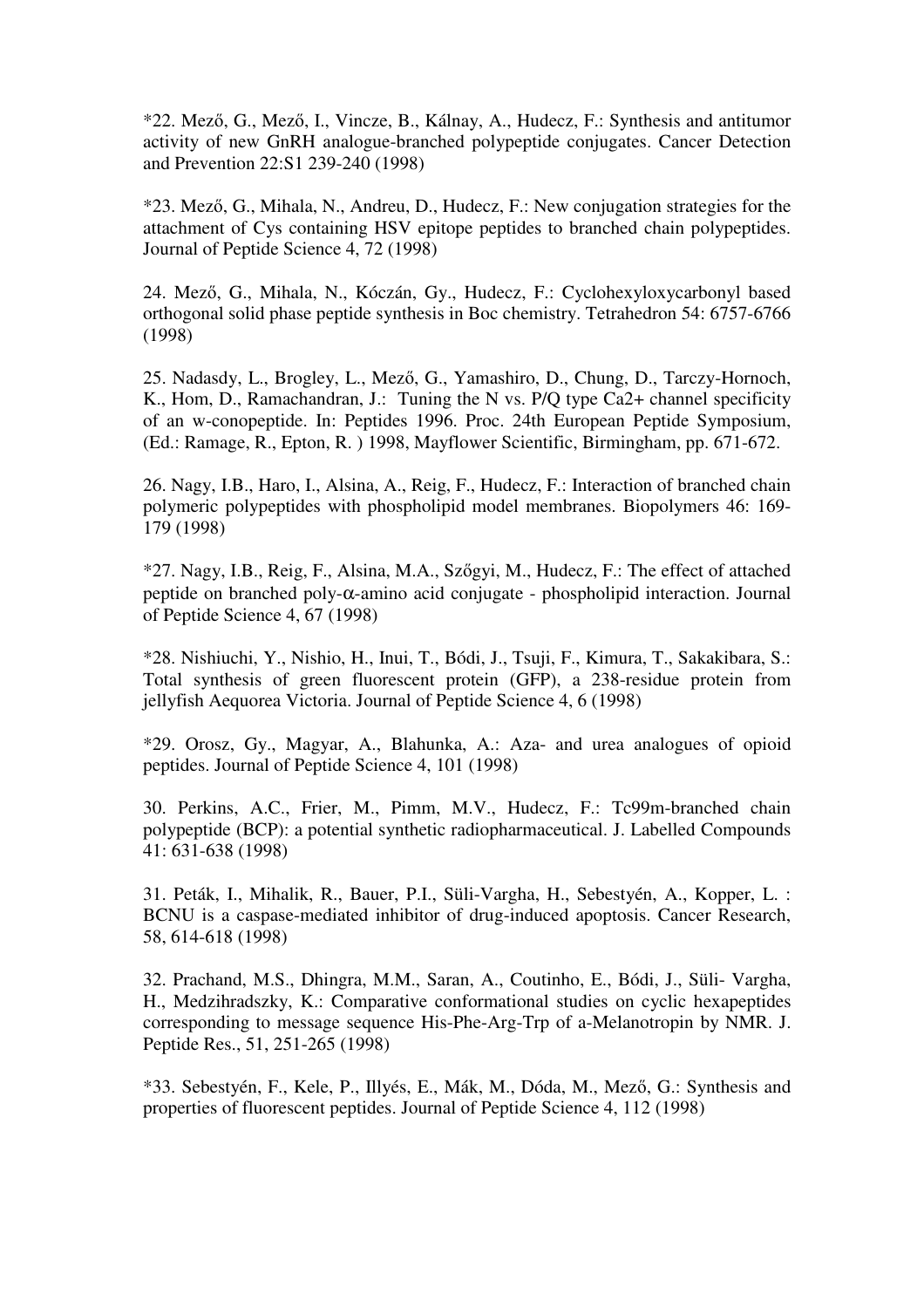*22. Mező, G., Mező, I., Vincze, B., Kálnay, A., Hudecz, F.: Synthesis and antitumor activity of new GnRH analogue-branched polypeptide conjugates. Cancer Detection and Prevention 22:S1 239-240 (1998)

*23. Mező, G., Mihala, N., Andreu, D., Hudecz, F.: New conjugation strategies for the attachment of Cys containing HSV epitope peptides to branched chain polypeptides. Journal of Peptide Science 4, 72 (1998)

24. Mező, G., Mihala, N., Kóczán, Gy., Hudecz, F.: Cyclohexyloxycarbonyl based orthogonal solid phase peptide synthesis in Boc chemistry. Tetrahedron 54: 6757-6766 (1998)

25. Nadasdy, L., Brogley, L., Mező, G., Yamashiro, D., Chung, D., Tarczy-Hornoch, K., Hom, D., Ramachandran, J.: Tuning the N vs. P/Q type Ca2+ channel specificity of an w-conopeptide. In: Peptides 1996. Proc. 24th European Peptide Symposium, (Ed.: Ramage, R., Epton, R. ) 1998, Mayflower Scientific, Birmingham, pp. 671-672.

26. Nagy, I.B., Haro, I., Alsina, A., Reig, F., Hudecz, F.: Interaction of branched chain polymeric polypeptides with phospholipid model membranes. Biopolymers 46: 169-179 (1998)

*27. Nagy, I.B., Reig, F., Alsina, M.A., Szőgyi, M., Hudecz, F.: The effect of attached peptide on branched poly-$\alpha$-amino acid conjugate - phospholipid interaction. Journal of Peptide Science 4, 67 (1998)

*28. Nishiuchi, Y., Nishio, H., Inui, T., Bódi, J., Tsuji, F., Kimura, T., Sakakibara, S.: Total synthesis of green fluorescent protein (GFP), a 238-residue protein from jellyfish Aequorea Victoria. Journal of Peptide Science 4, 6 (1998)

*29. Orosz, Gy., Magyar, A., Blahunka, A.: Aza- and urea analogues of opioid peptides. Journal of Peptide Science 4, 101 (1998)

30. Perkins, A.C., Frier, M., Pimm, M.V., Hudecz, F.: Tc99m-branched chain polypeptide (BCP): a potential synthetic radiopharmaceutical. J. Labelled Compounds 41: 631-638 (1998)

31. Peták, I., Mihalik, R., Bauer, P.I., Süli-Vargha, H., Sebestyén, A., Kopper, L. : BCNU is a caspase-mediated inhibitor of drug-induced apoptosis. Cancer Research, 58, 614-618 (1998)

32. Prachand, M.S., Dhingra, M.M., Saran, A., Coutinho, E., Bódi, J., Süli- Vargha, H., Medzihradszky, K.: Comparative conformational studies on cyclic hexapeptides corresponding to message sequence His-Phe-Arg-Trp of a-Melanotropin by NMR. J. Peptide Res., 51, 251-265 (1998)

*33. Sebestyén, F., Kele, P., Illyés, E., Mák, M., Dóda, M., Mező, G.: Synthesis and properties of fluorescent peptides. Journal of Peptide Science 4, 112 (1998)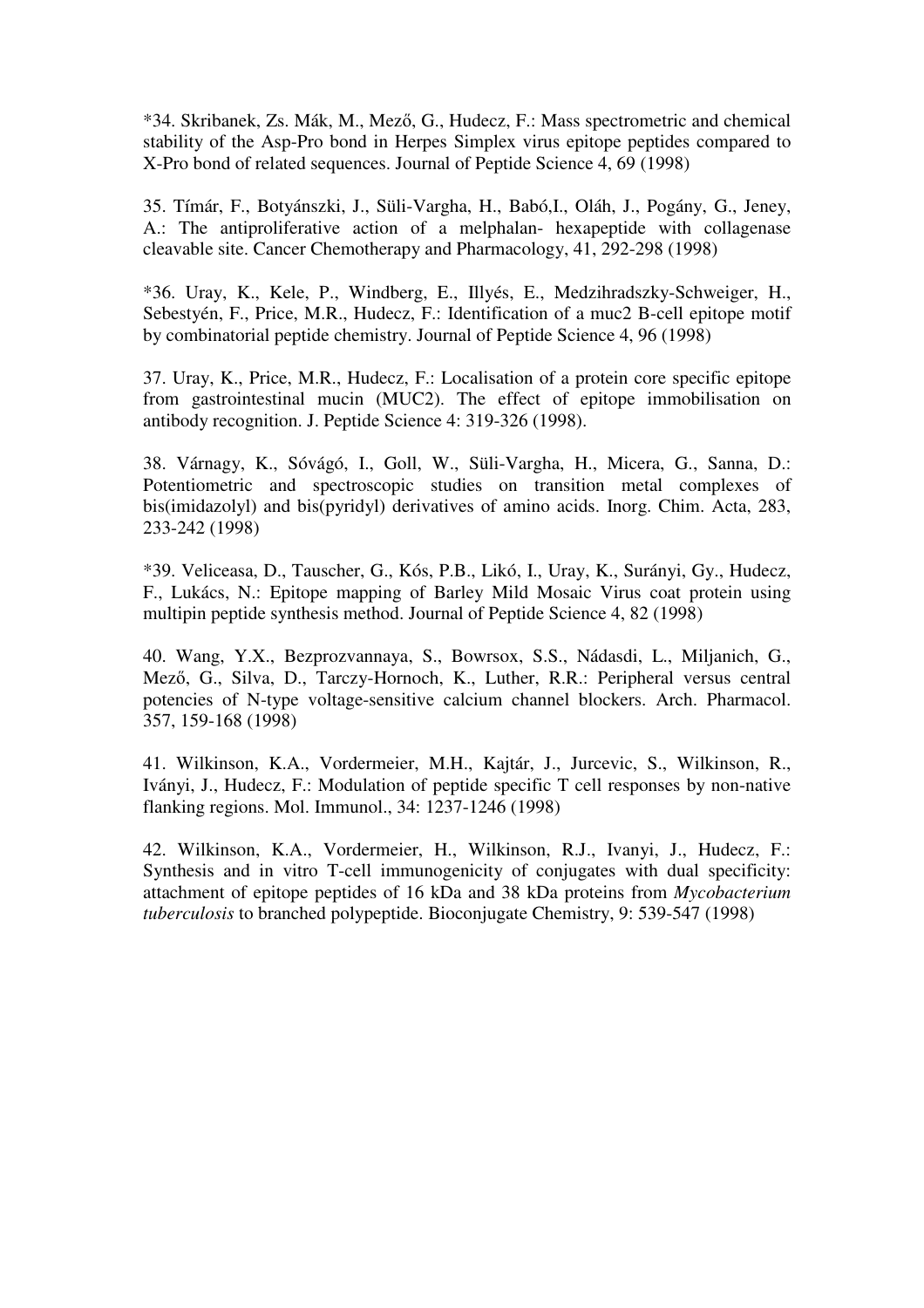*34. Skribanek, Zs. Mák, M., Mező, G., Hudecz, F.: Mass spectrometric and chemical stability of the Asp-Pro bond in Herpes Simplex virus epitope peptides compared to X-Pro bond of related sequences. Journal of Peptide Science 4, 69 (1998)

35. Tímár, F., Botyánszki, J., Süli-Vargha, H., Babó,I., Oláh, J., Pogány, G., Jeney, A.: The antiproliferative action of a melphalan- hexapeptide with collagenase cleavable site. Cancer Chemotherapy and Pharmacology, 41, 292-298 (1998)

*36. Uray, K., Kele, P., Windberg, E., Illyés, E., Medzihradszky-Schweiger, H., Sebestyén, F., Price, M.R., Hudecz, F.: Identification of a muc2 B-cell epitope motif by combinatorial peptide chemistry. Journal of Peptide Science 4, 96 (1998)

37. Uray, K., Price, M.R., Hudecz, F.: Localisation of a protein core specific epitope from gastrointestinal mucin (MUC2). The effect of epitope immobilisation on antibody recognition. J. Peptide Science 4: 319-326 (1998).

38. Várnagy, K., Sóvágó, I., Goll, W., Süli-Vargha, H., Micera, G., Sanna, D.: Potentiometric and spectroscopic studies on transition metal complexes of bis(imidazolyl) and bis(pyridyl) derivatives of amino acids. Inorg. Chim. Acta, 283, 233-242 (1998)

*39. Veliceasa, D., Tauscher, G., Kós, P.B., Likó, I., Uray, K., Surányi, Gy., Hudecz, F., Lukács, N.: Epitope mapping of Barley Mild Mosaic Virus coat protein using multipin peptide synthesis method. Journal of Peptide Science 4, 82 (1998)

40. Wang, Y.X., Bezprozvannaya, S., Bowrsox, S.S., Nádasdi, L., Miljanich, G., Mező, G., Silva, D., Tarczy-Hornoch, K., Luther, R.R.: Peripheral versus central potencies of N-type voltage-sensitive calcium channel blockers. Arch. Pharmacol. 357, 159-168 (1998)

41. Wilkinson, K.A., Vordermeier, M.H., Kajtár, J., Jurcevic, S., Wilkinson, R., Iványi, J., Hudecz, F.: Modulation of peptide specific T cell responses by non-native flanking regions. Mol. Immunol., 34: 1237-1246 (1998)

42. Wilkinson, K.A., Vordermeier, H., Wilkinson, R.J., Ivanyi, J., Hudecz, F.: Synthesis and in vitro T-cell immunogenicity of conjugates with dual specificity: attachment of epitope peptides of 16 kDa and 38 kDa proteins from *Mycobacterium tuberculosis* to branched polypeptide. Bioconjugate Chemistry, 9: 539-547 (1998)